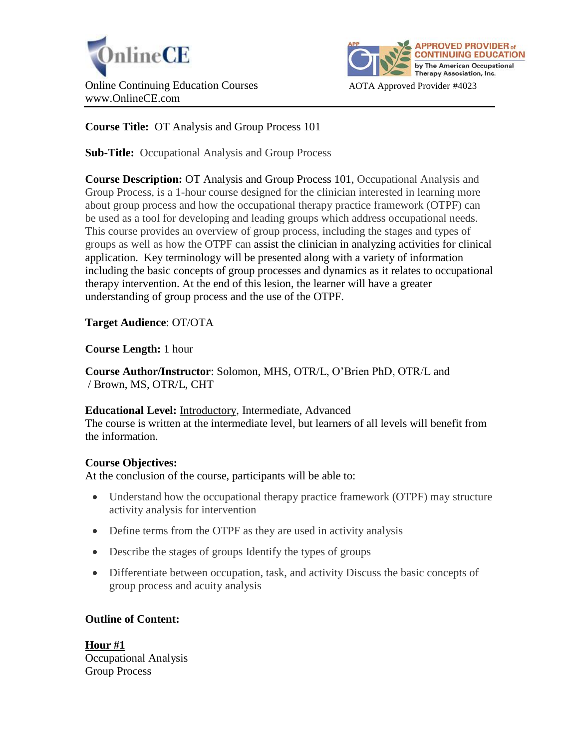OnlineCE

Online Continuing Education Courses
www.OnlineCE.com

APPROVED PROVIDER of CONTINUING EDUCATION by The American Occupational Therapy Association, Inc.

AOTA Approved Provider #4023

**Course Title:** OT Analysis and Group Process 101

**Sub-Title:** Occupational Analysis and Group Process

**Course Description:** OT Analysis and Group Process 101, Occupational Analysis and Group Process, is a 1-hour course designed for the clinician interested in learning more about group process and how the occupational therapy practice framework (OTPF) can be used as a tool for developing and leading groups which address occupational needs. This course provides an overview of group process, including the stages and types of groups as well as how the OTPF can assist the clinician in analyzing activities for clinical application. Key terminology will be presented along with a variety of information including the basic concepts of group processes and dynamics as it relates to occupational therapy intervention. At the end of this lesion, the learner will have a greater understanding of group process and the use of the OTPF.

**Target Audience**: OT/OTA

**Course Length:** 1 hour

**Course Author/Instructor**: Solomon, MHS, OTR/L, O'Brien PhD, OTR/L and / Brown, MS, OTR/L, CHT

**Educational Level:** Introductory, Intermediate, Advanced
The course is written at the intermediate level, but learners of all levels will benefit from the information.

**Course Objectives:**
At the conclusion of the course, participants will be able to:

- Understand how the occupational therapy practice framework (OTPF) may structure activity analysis for intervention
- Define terms from the OTPF as they are used in activity analysis
- Describe the stages of groups Identify the types of groups
- Differentiate between occupation, task, and activity Discuss the basic concepts of group process and acuity analysis

**Outline of Content:**

**Hour #1**
Occupational Analysis
Group Process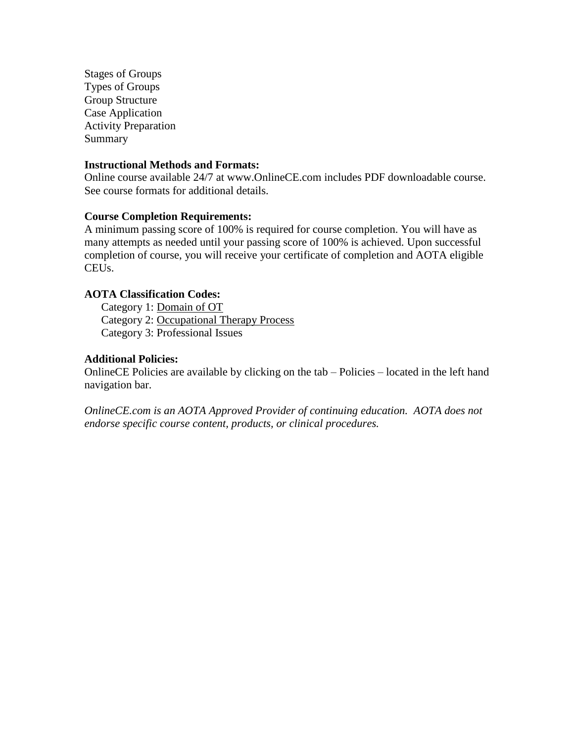Stages of Groups
Types of Groups
Group Structure
Case Application
Activity Preparation
Summary

**Instructional Methods and Formats:**
Online course available 24/7 at www.OnlineCE.com includes PDF downloadable course. See course formats for additional details.

**Course Completion Requirements:**
A minimum passing score of 100% is required for course completion. You will have as many attempts as needed until your passing score of 100% is achieved. Upon successful completion of course, you will receive your certificate of completion and AOTA eligible CEUs.

**AOTA Classification Codes:**

Category 1: <u>Domain of OT</u>
Category 2: <u>Occupational Therapy Process</u>
Category 3: Professional Issues

**Additional Policies:**
OnlineCE Policies are available by clicking on the tab – Policies – located in the left hand navigation bar.

*OnlineCE.com is an AOTA Approved Provider of continuing education. AOTA does not endorse specific course content, products, or clinical procedures.*